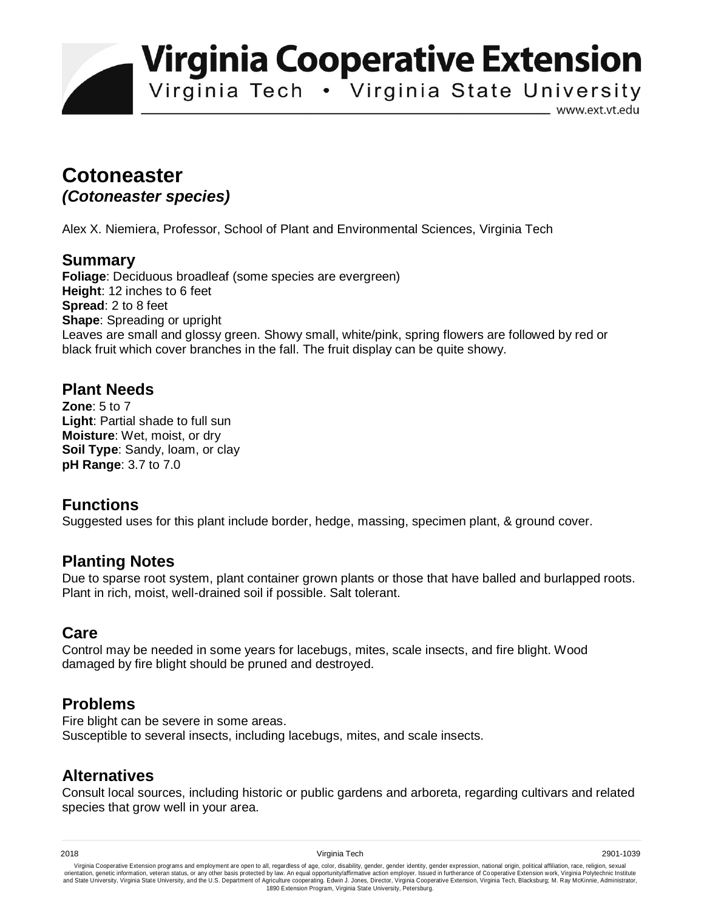# Virginia Cooperative Extension

Virginia Tech • Virginia State University

www.ext.vt.edu

# Cotoneaster

## *(Cotoneaster species)*

Alex X. Niemiera, Professor, School of Plant and Environmental Sciences, Virginia Tech

## Summary

**Foliage**: Deciduous broadleaf (some species are evergreen)
**Height**: 12 inches to 6 feet
**Spread**: 2 to 8 feet
**Shape**: Spreading or upright
Leaves are small and glossy green. Showy small, white/pink, spring flowers are followed by red or black fruit which cover branches in the fall. The fruit display can be quite showy.

## Plant Needs

**Zone**: 5 to 7
**Light**: Partial shade to full sun
**Moisture**: Wet, moist, or dry
**Soil Type**: Sandy, loam, or clay
**pH Range**: 3.7 to 7.0

## Functions

Suggested uses for this plant include border, hedge, massing, specimen plant, & ground cover.

## Planting Notes

Due to sparse root system, plant container grown plants or those that have balled and burlapped roots. Plant in rich, moist, well-drained soil if possible. Salt tolerant.

## Care

Control may be needed in some years for lacebugs, mites, scale insects, and fire blight. Wood damaged by fire blight should be pruned and destroyed.

## Problems

Fire blight can be severe in some areas.
Susceptible to several insects, including lacebugs, mites, and scale insects.

## Alternatives

Consult local sources, including historic or public gardens and arboreta, regarding cultivars and related species that grow well in your area.

2018 Virginia Tech 2901-1039

Virginia Cooperative Extension programs and employment are open to all, regardless of age, color, disability, gender, gender identity, gender expression, national origin, political affiliation, race, religion, sexual orientation, genetic information, veteran status, or any other basis protected by law. An equal opportunity/affirmative action employer. Issued in furtherance of Cooperative Extension work, Virginia Polytechnic Institute and State University, Virginia State University, and the U.S. Department of Agriculture cooperating. Edwin J. Jones, Director, Virginia Cooperative Extension, Virginia Tech, Blacksburg; M. Ray McKinnie, Administrator, 1890 Extension Program, Virginia State University, Petersburg.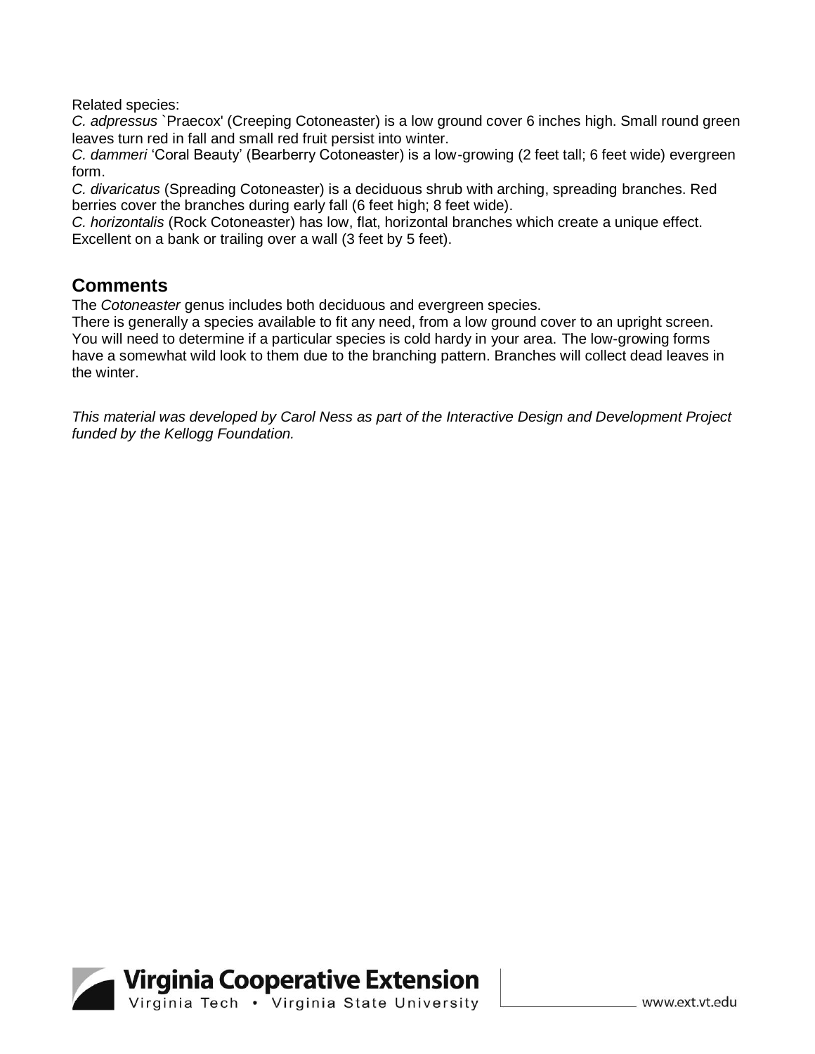Related species:

*C. adpressus* `Praecox' (Creeping Cotoneaster) is a low ground cover 6 inches high. Small round green leaves turn red in fall and small red fruit persist into winter.

*C. dammeri* 'Coral Beauty' (Bearberry Cotoneaster) is a low-growing (2 feet tall; 6 feet wide) evergreen form.

*C. divaricatus* (Spreading Cotoneaster) is a deciduous shrub with arching, spreading branches. Red berries cover the branches during early fall (6 feet high; 8 feet wide).

*C. horizontalis* (Rock Cotoneaster) has low, flat, horizontal branches which create a unique effect. Excellent on a bank or trailing over a wall (3 feet by 5 feet).

## Comments

The *Cotoneaster* genus includes both deciduous and evergreen species.
There is generally a species available to fit any need, from a low ground cover to an upright screen. You will need to determine if a particular species is cold hardy in your area. The low-growing forms have a somewhat wild look to them due to the branching pattern. Branches will collect dead leaves in the winter.

*This material was developed by Carol Ness as part of the Interactive Design and Development Project funded by the Kellogg Foundation.*

Virginia Cooperative Extension
Virginia Tech • Virginia State University

www.ext.vt.edu